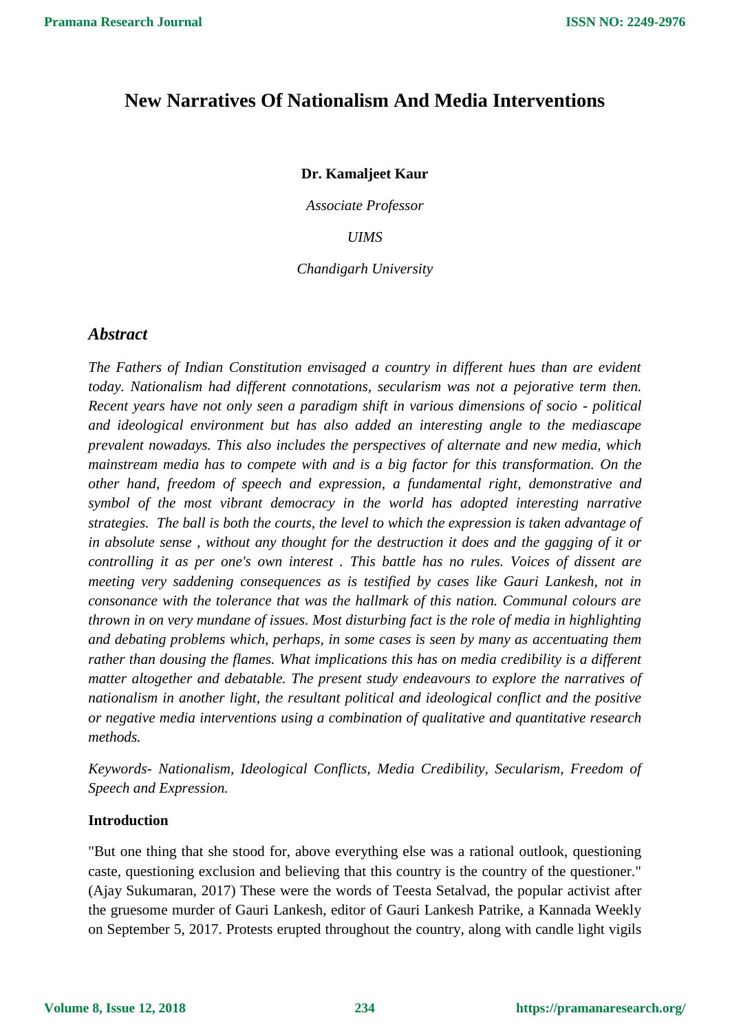# New Narratives Of Nationalism And Media Interventions

**Dr. Kamaljeet Kaur**

*Associate Professor*

*UIMS*

*Chandigarh University*

## *Abstract*

*The Fathers of Indian Constitution envisaged a country in different hues than are evident today. Nationalism had different connotations, secularism was not a pejorative term then. Recent years have not only seen a paradigm shift in various dimensions of socio - political and ideological environment but has also added an interesting angle to the mediascape prevalent nowadays. This also includes the perspectives of alternate and new media, which mainstream media has to compete with and is a big factor for this transformation. On the other hand, freedom of speech and expression, a fundamental right, demonstrative and symbol of the most vibrant democracy in the world has adopted interesting narrative strategies. The ball is both the courts, the level to which the expression is taken advantage of in absolute sense , without any thought for the destruction it does and the gagging of it or controlling it as per one's own interest . This battle has no rules. Voices of dissent are meeting very saddening consequences as is testified by cases like Gauri Lankesh, not in consonance with the tolerance that was the hallmark of this nation. Communal colours are thrown in on very mundane of issues. Most disturbing fact is the role of media in highlighting and debating problems which, perhaps, in some cases is seen by many as accentuating them rather than dousing the flames. What implications this has on media credibility is a different matter altogether and debatable. The present study endeavours to explore the narratives of nationalism in another light, the resultant political and ideological conflict and the positive or negative media interventions using a combination of qualitative and quantitative research methods.*

*Keywords- Nationalism, Ideological Conflicts, Media Credibility, Secularism, Freedom of Speech and Expression.*

### Introduction

"But one thing that she stood for, above everything else was a rational outlook, questioning caste, questioning exclusion and believing that this country is the country of the questioner." (Ajay Sukumaran, 2017) These were the words of Teesta Setalvad, the popular activist after the gruesome murder of Gauri Lankesh, editor of Gauri Lankesh Patrike, a Kannada Weekly on September 5, 2017. Protests erupted throughout the country, along with candle light vigils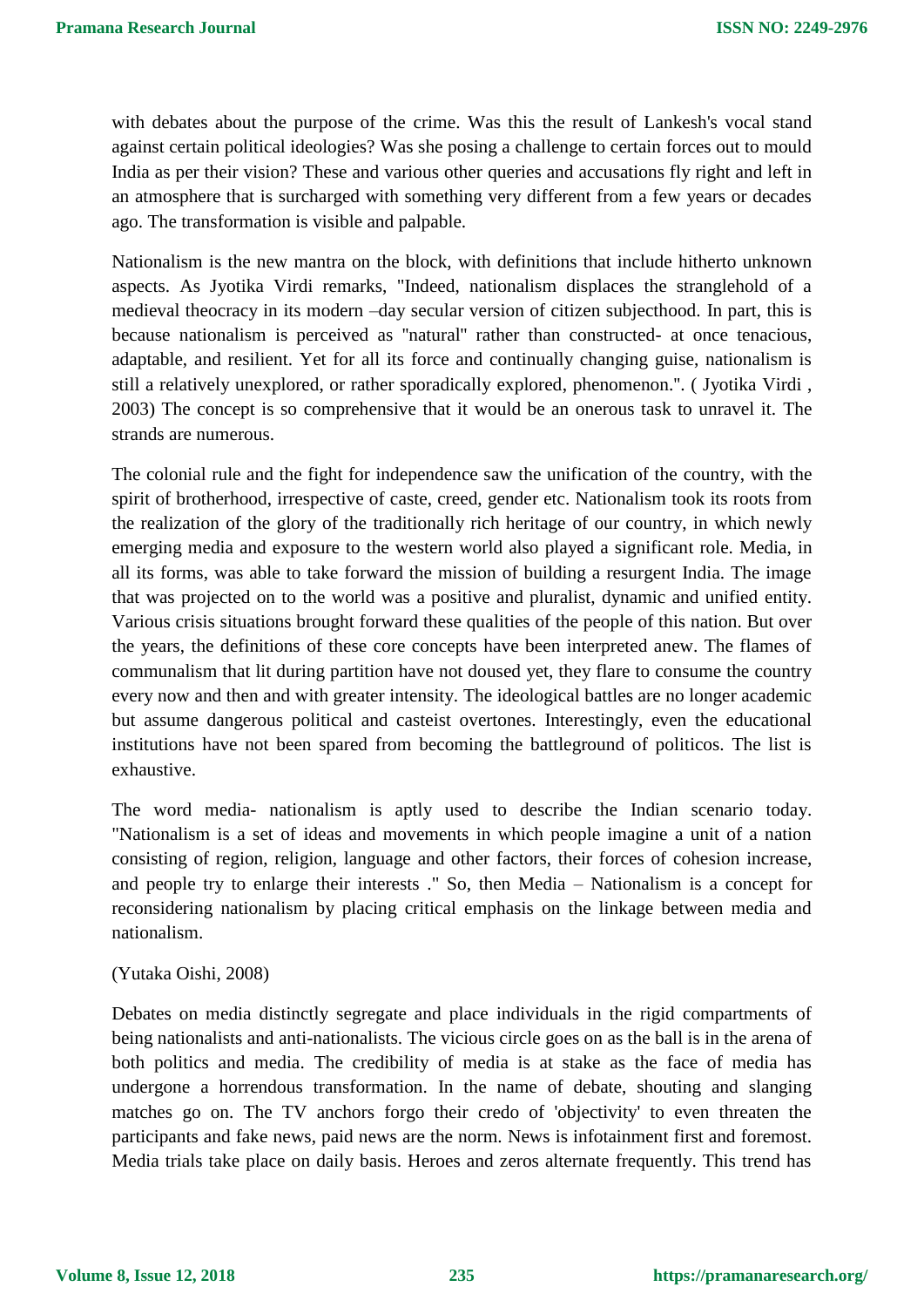with debates about the purpose of the crime. Was this the result of Lankesh's vocal stand against certain political ideologies? Was she posing a challenge to certain forces out to mould India as per their vision? These and various other queries and accusations fly right and left in an atmosphere that is surcharged with something very different from a few years or decades ago. The transformation is visible and palpable.

Nationalism is the new mantra on the block, with definitions that include hitherto unknown aspects. As Jyotika Virdi remarks, "Indeed, nationalism displaces the stranglehold of a medieval theocracy in its modern –day secular version of citizen subjecthood. In part, this is because nationalism is perceived as "natural" rather than constructed- at once tenacious, adaptable, and resilient. Yet for all its force and continually changing guise, nationalism is still a relatively unexplored, or rather sporadically explored, phenomenon.". ( Jyotika Virdi , 2003) The concept is so comprehensive that it would be an onerous task to unravel it. The strands are numerous.

The colonial rule and the fight for independence saw the unification of the country, with the spirit of brotherhood, irrespective of caste, creed, gender etc. Nationalism took its roots from the realization of the glory of the traditionally rich heritage of our country, in which newly emerging media and exposure to the western world also played a significant role. Media, in all its forms, was able to take forward the mission of building a resurgent India. The image that was projected on to the world was a positive and pluralist, dynamic and unified entity. Various crisis situations brought forward these qualities of the people of this nation. But over the years, the definitions of these core concepts have been interpreted anew. The flames of communalism that lit during partition have not doused yet, they flare to consume the country every now and then and with greater intensity. The ideological battles are no longer academic but assume dangerous political and casteist overtones. Interestingly, even the educational institutions have not been spared from becoming the battleground of politicos. The list is exhaustive.

The word media- nationalism is aptly used to describe the Indian scenario today. "Nationalism is a set of ideas and movements in which people imagine a unit of a nation consisting of region, religion, language and other factors, their forces of cohesion increase, and people try to enlarge their interests ." So, then Media – Nationalism is a concept for reconsidering nationalism by placing critical emphasis on the linkage between media and nationalism.

(Yutaka Oishi, 2008)

Debates on media distinctly segregate and place individuals in the rigid compartments of being nationalists and anti-nationalists. The vicious circle goes on as the ball is in the arena of both politics and media. The credibility of media is at stake as the face of media has undergone a horrendous transformation. In the name of debate, shouting and slanging matches go on. The TV anchors forgo their credo of 'objectivity' to even threaten the participants and fake news, paid news are the norm. News is infotainment first and foremost. Media trials take place on daily basis. Heroes and zeros alternate frequently. This trend has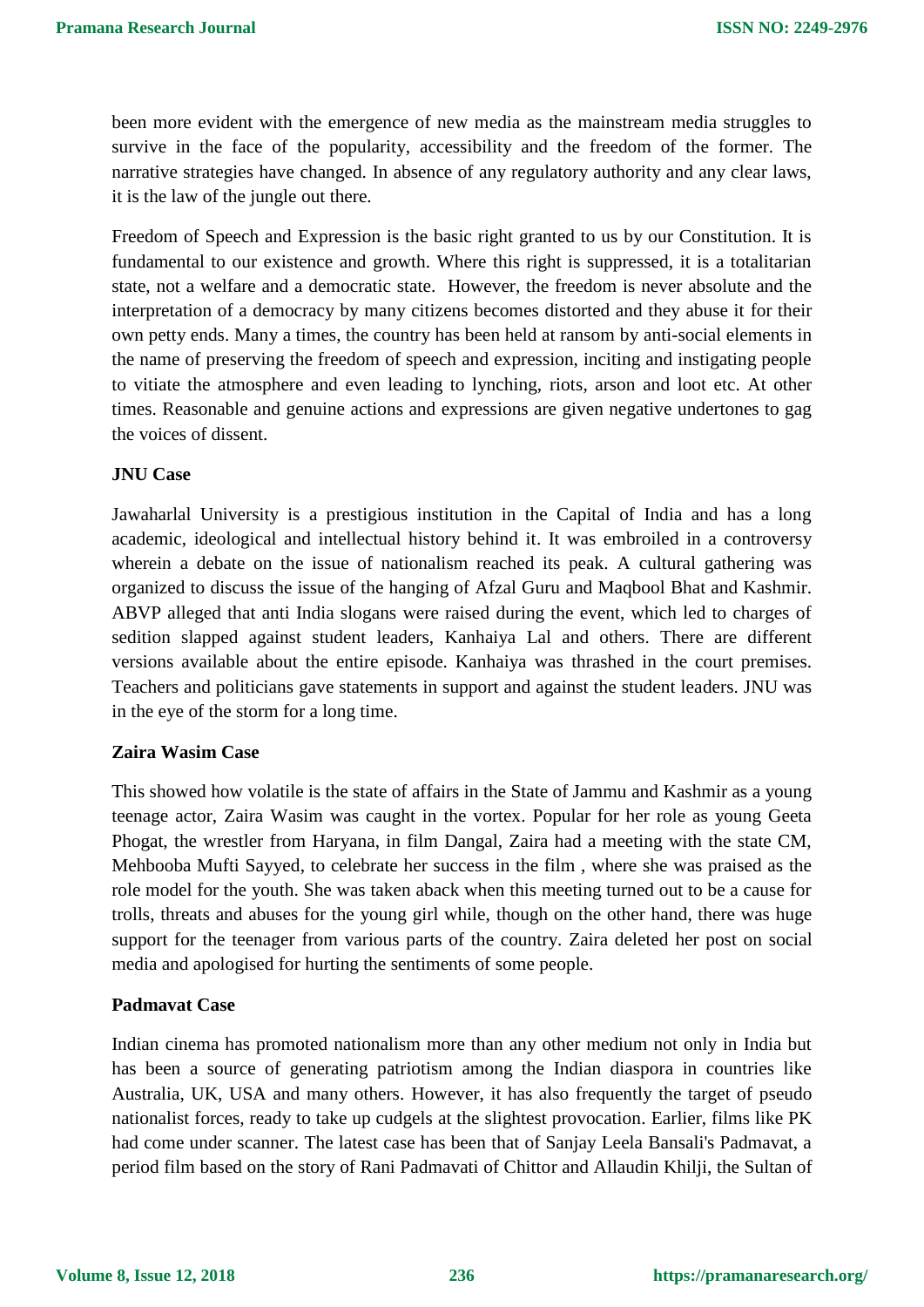been more evident with the emergence of new media as the mainstream media struggles to survive in the face of the popularity, accessibility and the freedom of the former. The narrative strategies have changed. In absence of any regulatory authority and any clear laws, it is the law of the jungle out there.

Freedom of Speech and Expression is the basic right granted to us by our Constitution. It is fundamental to our existence and growth. Where this right is suppressed, it is a totalitarian state, not a welfare and a democratic state. However, the freedom is never absolute and the interpretation of a democracy by many citizens becomes distorted and they abuse it for their own petty ends. Many a times, the country has been held at ransom by anti-social elements in the name of preserving the freedom of speech and expression, inciting and instigating people to vitiate the atmosphere and even leading to lynching, riots, arson and loot etc. At other times. Reasonable and genuine actions and expressions are given negative undertones to gag the voices of dissent.

**JNU Case**

Jawaharlal University is a prestigious institution in the Capital of India and has a long academic, ideological and intellectual history behind it. It was embroiled in a controversy wherein a debate on the issue of nationalism reached its peak. A cultural gathering was organized to discuss the issue of the hanging of Afzal Guru and Maqbool Bhat and Kashmir. ABVP alleged that anti India slogans were raised during the event, which led to charges of sedition slapped against student leaders, Kanhaiya Lal and others. There are different versions available about the entire episode. Kanhaiya was thrashed in the court premises. Teachers and politicians gave statements in support and against the student leaders. JNU was in the eye of the storm for a long time.

**Zaira Wasim Case**

This showed how volatile is the state of affairs in the State of Jammu and Kashmir as a young teenage actor, Zaira Wasim was caught in the vortex. Popular for her role as young Geeta Phogat, the wrestler from Haryana, in film Dangal, Zaira had a meeting with the state CM, Mehbooba Mufti Sayyed, to celebrate her success in the film , where she was praised as the role model for the youth. She was taken aback when this meeting turned out to be a cause for trolls, threats and abuses for the young girl while, though on the other hand, there was huge support for the teenager from various parts of the country. Zaira deleted her post on social media and apologised for hurting the sentiments of some people.

**Padmavat Case**

Indian cinema has promoted nationalism more than any other medium not only in India but has been a source of generating patriotism among the Indian diaspora in countries like Australia, UK, USA and many others. However, it has also frequently the target of pseudo nationalist forces, ready to take up cudgels at the slightest provocation. Earlier, films like PK had come under scanner. The latest case has been that of Sanjay Leela Bansali's Padmavat, a period film based on the story of Rani Padmavati of Chittor and Allaudin Khilji, the Sultan of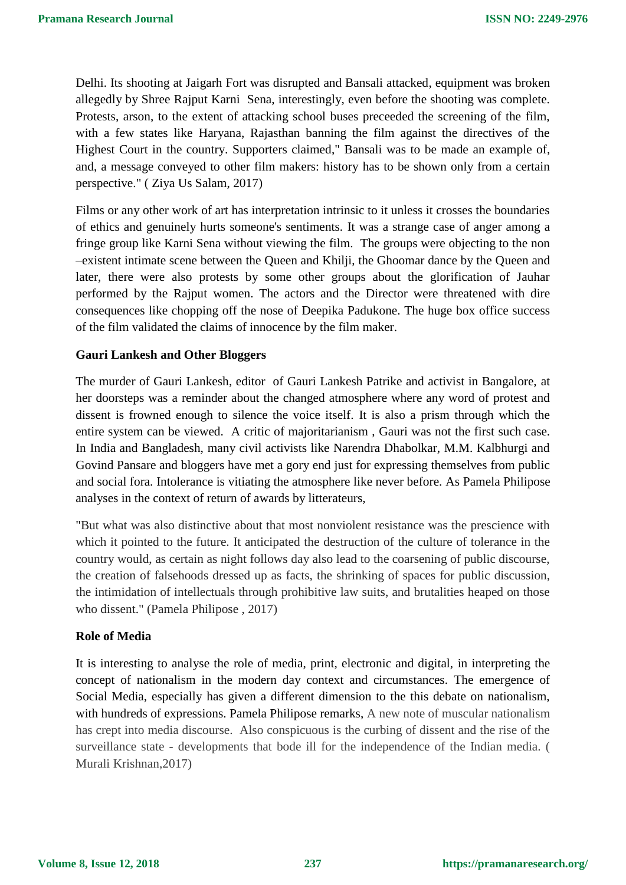Delhi. Its shooting at Jaigarh Fort was disrupted and Bansali attacked, equipment was broken allegedly by Shree Rajput Karni Sena, interestingly, even before the shooting was complete. Protests, arson, to the extent of attacking school buses preceeded the screening of the film, with a few states like Haryana, Rajasthan banning the film against the directives of the Highest Court in the country. Supporters claimed," Bansali was to be made an example of, and, a message conveyed to other film makers: history has to be shown only from a certain perspective." ( Ziya Us Salam, 2017)

Films or any other work of art has interpretation intrinsic to it unless it crosses the boundaries of ethics and genuinely hurts someone's sentiments. It was a strange case of anger among a fringe group like Karni Sena without viewing the film. The groups were objecting to the non –existent intimate scene between the Queen and Khilji, the Ghoomar dance by the Queen and later, there were also protests by some other groups about the glorification of Jauhar performed by the Rajput women. The actors and the Director were threatened with dire consequences like chopping off the nose of Deepika Padukone. The huge box office success of the film validated the claims of innocence by the film maker.

**Gauri Lankesh and Other Bloggers**

The murder of Gauri Lankesh, editor of Gauri Lankesh Patrike and activist in Bangalore, at her doorsteps was a reminder about the changed atmosphere where any word of protest and dissent is frowned enough to silence the voice itself. It is also a prism through which the entire system can be viewed. A critic of majoritarianism , Gauri was not the first such case. In India and Bangladesh, many civil activists like Narendra Dhabolkar, M.M. Kalbhurgi and Govind Pansare and bloggers have met a gory end just for expressing themselves from public and social fora. Intolerance is vitiating the atmosphere like never before. As Pamela Philipose analyses in the context of return of awards by litterateurs,

"But what was also distinctive about that most nonviolent resistance was the prescience with which it pointed to the future. It anticipated the destruction of the culture of tolerance in the country would, as certain as night follows day also lead to the coarsening of public discourse, the creation of falsehoods dressed up as facts, the shrinking of spaces for public discussion, the intimidation of intellectuals through prohibitive law suits, and brutalities heaped on those who dissent." (Pamela Philipose , 2017)

**Role of Media**

It is interesting to analyse the role of media, print, electronic and digital, in interpreting the concept of nationalism in the modern day context and circumstances. The emergence of Social Media, especially has given a different dimension to the this debate on nationalism, with hundreds of expressions. Pamela Philipose remarks, A new note of muscular nationalism has crept into media discourse. Also conspicuous is the curbing of dissent and the rise of the surveillance state - developments that bode ill for the independence of the Indian media. ( Murali Krishnan,2017)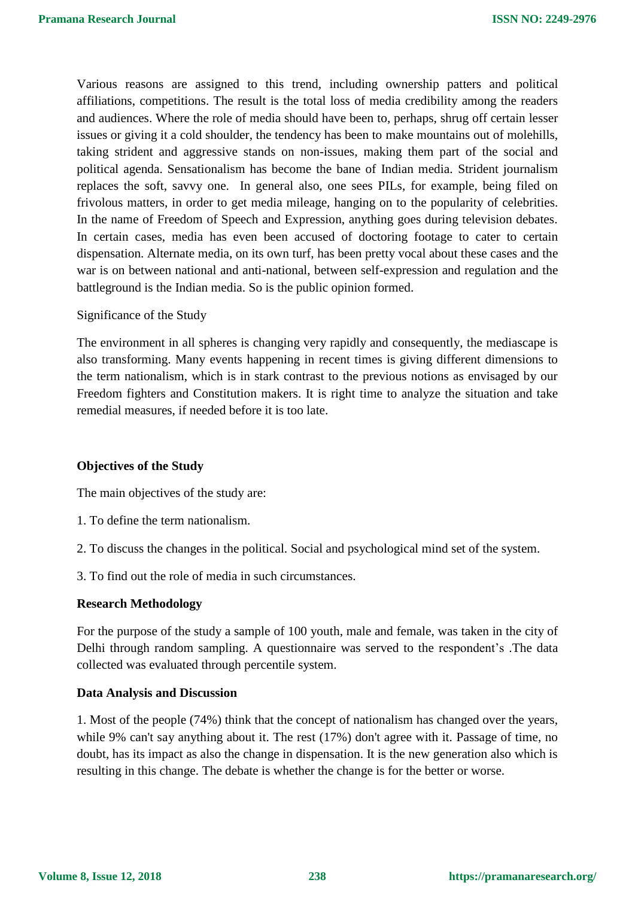Various reasons are assigned to this trend, including ownership patters and political affiliations, competitions. The result is the total loss of media credibility among the readers and audiences. Where the role of media should have been to, perhaps, shrug off certain lesser issues or giving it a cold shoulder, the tendency has been to make mountains out of molehills, taking strident and aggressive stands on non-issues, making them part of the social and political agenda. Sensationalism has become the bane of Indian media. Strident journalism replaces the soft, savvy one. In general also, one sees PILs, for example, being filed on frivolous matters, in order to get media mileage, hanging on to the popularity of celebrities. In the name of Freedom of Speech and Expression, anything goes during television debates. In certain cases, media has even been accused of doctoring footage to cater to certain dispensation. Alternate media, on its own turf, has been pretty vocal about these cases and the war is on between national and anti-national, between self-expression and regulation and the battleground is the Indian media. So is the public opinion formed.

Significance of the Study

The environment in all spheres is changing very rapidly and consequently, the mediascape is also transforming. Many events happening in recent times is giving different dimensions to the term nationalism, which is in stark contrast to the previous notions as envisaged by our Freedom fighters and Constitution makers. It is right time to analyze the situation and take remedial measures, if needed before it is too late.

**Objectives of the Study**

The main objectives of the study are:

1. To define the term nationalism.

2. To discuss the changes in the political. Social and psychological mind set of the system.

3. To find out the role of media in such circumstances.

**Research Methodology**

For the purpose of the study a sample of 100 youth, male and female, was taken in the city of Delhi through random sampling. A questionnaire was served to the respondent's .The data collected was evaluated through percentile system.

**Data Analysis and Discussion**

1. Most of the people (74%) think that the concept of nationalism has changed over the years, while 9% can't say anything about it. The rest (17%) don't agree with it. Passage of time, no doubt, has its impact as also the change in dispensation. It is the new generation also which is resulting in this change. The debate is whether the change is for the better or worse.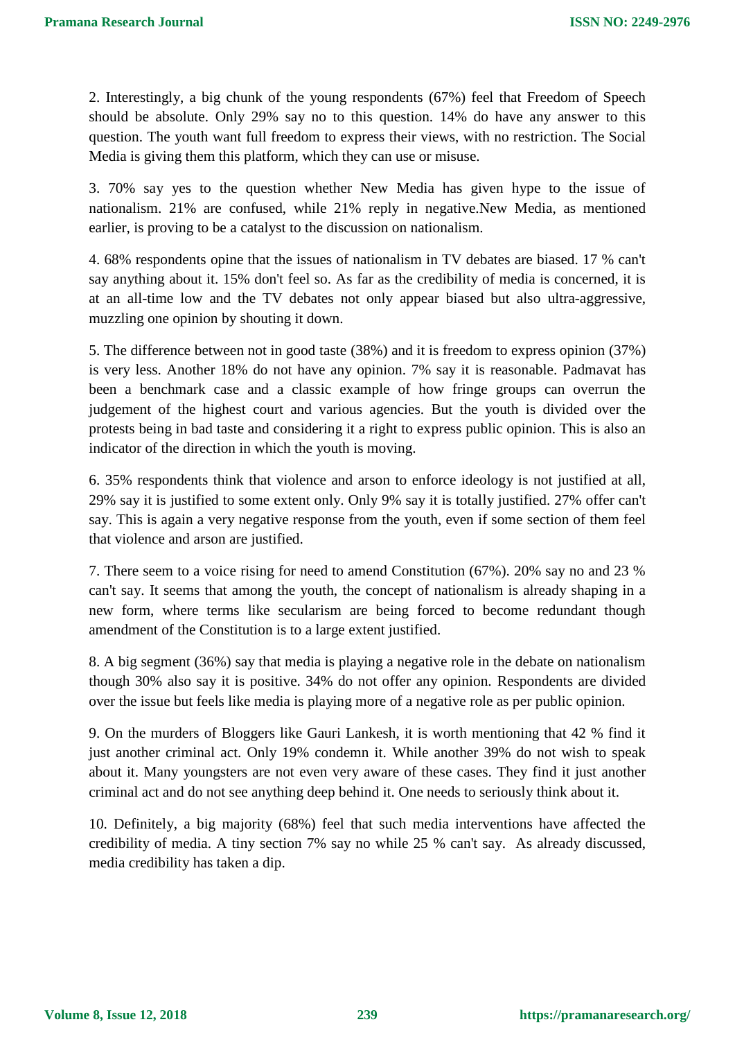2. Interestingly, a big chunk of the young respondents (67%) feel that Freedom of Speech should be absolute. Only 29% say no to this question. 14% do have any answer to this question. The youth want full freedom to express their views, with no restriction. The Social Media is giving them this platform, which they can use or misuse.

3. 70% say yes to the question whether New Media has given hype to the issue of nationalism. 21% are confused, while 21% reply in negative.New Media, as mentioned earlier, is proving to be a catalyst to the discussion on nationalism.

4. 68% respondents opine that the issues of nationalism in TV debates are biased. 17 % can't say anything about it. 15% don't feel so. As far as the credibility of media is concerned, it is at an all-time low and the TV debates not only appear biased but also ultra-aggressive, muzzling one opinion by shouting it down.

5. The difference between not in good taste (38%) and it is freedom to express opinion (37%) is very less. Another 18% do not have any opinion. 7% say it is reasonable. Padmavat has been a benchmark case and a classic example of how fringe groups can overrun the judgement of the highest court and various agencies. But the youth is divided over the protests being in bad taste and considering it a right to express public opinion. This is also an indicator of the direction in which the youth is moving.

6. 35% respondents think that violence and arson to enforce ideology is not justified at all, 29% say it is justified to some extent only. Only 9% say it is totally justified. 27% offer can't say. This is again a very negative response from the youth, even if some section of them feel that violence and arson are justified.

7. There seem to a voice rising for need to amend Constitution (67%). 20% say no and 23 % can't say. It seems that among the youth, the concept of nationalism is already shaping in a new form, where terms like secularism are being forced to become redundant though amendment of the Constitution is to a large extent justified.

8. A big segment (36%) say that media is playing a negative role in the debate on nationalism though 30% also say it is positive. 34% do not offer any opinion. Respondents are divided over the issue but feels like media is playing more of a negative role as per public opinion.

9. On the murders of Bloggers like Gauri Lankesh, it is worth mentioning that 42 % find it just another criminal act. Only 19% condemn it. While another 39% do not wish to speak about it. Many youngsters are not even very aware of these cases. They find it just another criminal act and do not see anything deep behind it. One needs to seriously think about it.

10. Definitely, a big majority (68%) feel that such media interventions have affected the credibility of media. A tiny section 7% say no while 25 % can't say. As already discussed, media credibility has taken a dip.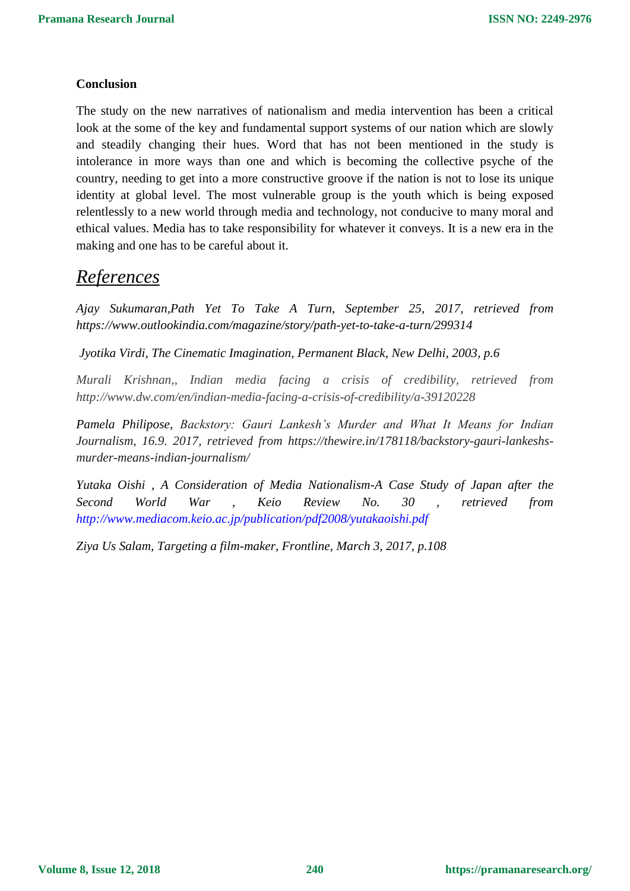**Conclusion**

The study on the new narratives of nationalism and media intervention has been a critical look at the some of the key and fundamental support systems of our nation which are slowly and steadily changing their hues. Word that has not been mentioned in the study is intolerance in more ways than one and which is becoming the collective psyche of the country, needing to get into a more constructive groove if the nation is not to lose its unique identity at global level. The most vulnerable group is the youth which is being exposed relentlessly to a new world through media and technology, not conducive to many moral and ethical values. Media has to take responsibility for whatever it conveys. It is a new era in the making and one has to be careful about it.

## References

*Ajay Sukumaran,Path Yet To Take A Turn, September 25, 2017, retrieved from https://www.outlookindia.com/magazine/story/path-yet-to-take-a-turn/299314*

*Jyotika Virdi, The Cinematic Imagination, Permanent Black, New Delhi, 2003, p.6*

*Murali Krishnan,, Indian media facing a crisis of credibility, retrieved from http://www.dw.com/en/indian-media-facing-a-crisis-of-credibility/a-39120228*

*Pamela Philipose, Backstory: Gauri Lankesh's Murder and What It Means for Indian Journalism, 16.9. 2017, retrieved from https://thewire.in/178118/backstory-gauri-lankeshs-murder-means-indian-journalism/*

*Yutaka Oishi , A Consideration of Media Nationalism-A Case Study of Japan after the Second World War , Keio Review No. 30 , retrieved from http://www.mediacom.keio.ac.jp/publication/pdf2008/yutakaoishi.pdf*

*Ziya Us Salam, Targeting a film-maker, Frontline, March 3, 2017, p.108*